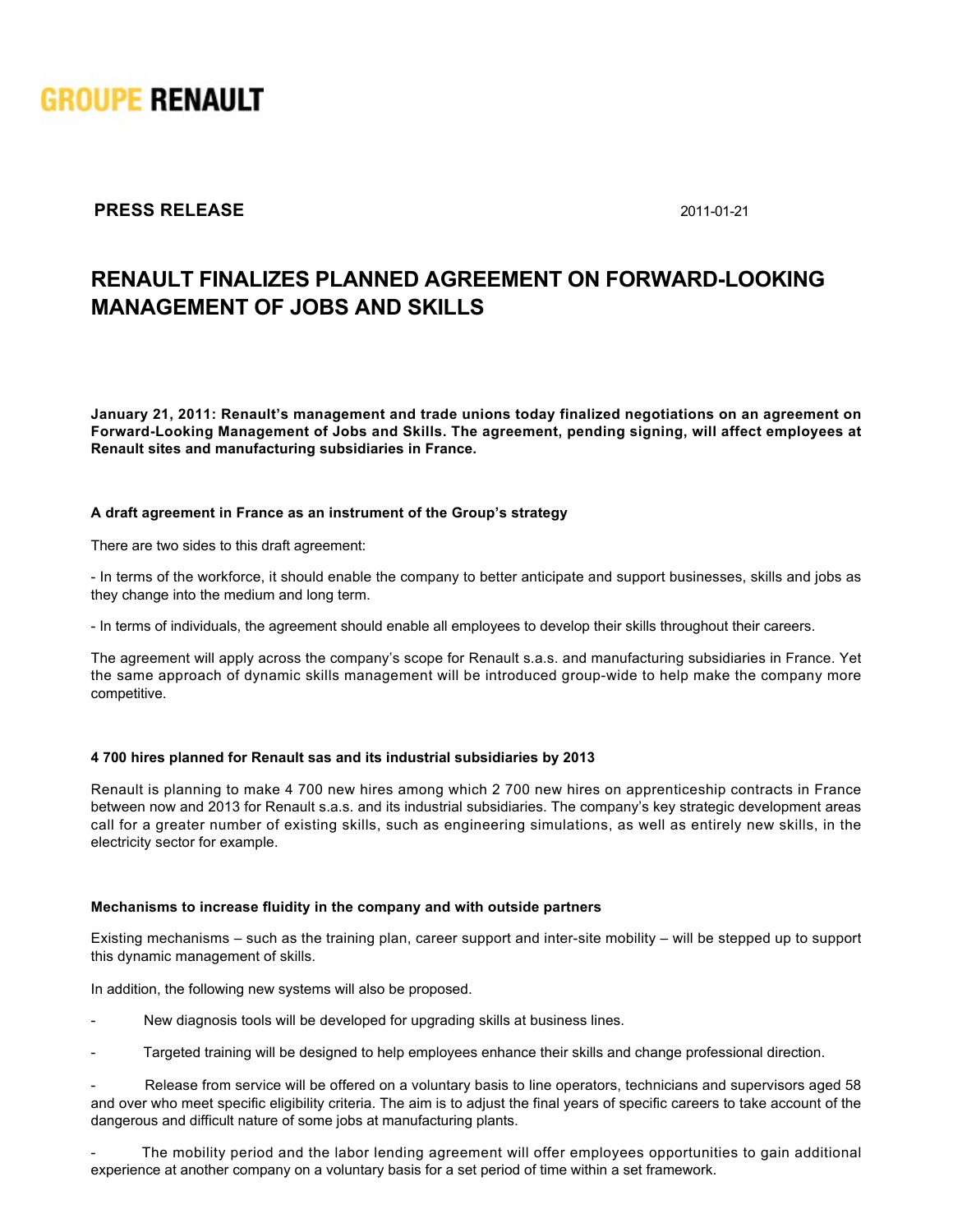**GROUPE RENAULT**

**PRESS RELEASE** 2011-01-21

# RENAULT FINALIZES PLANNED AGREEMENT ON FORWARD-LOOKING MANAGEMENT OF JOBS AND SKILLS

**January 21, 2011: Renault's management and trade unions today finalized negotiations on an agreement on Forward-Looking Management of Jobs and Skills. The agreement, pending signing, will affect employees at Renault sites and manufacturing subsidiaries in France.**

### A draft agreement in France as an instrument of the Group's strategy

There are two sides to this draft agreement:

- In terms of the workforce, it should enable the company to better anticipate and support businesses, skills and jobs as they change into the medium and long term.

- In terms of individuals, the agreement should enable all employees to develop their skills throughout their careers.

The agreement will apply across the company's scope for Renault s.a.s. and manufacturing subsidiaries in France. Yet the same approach of dynamic skills management will be introduced group-wide to help make the company more competitive.

### 4 700 hires planned for Renault sas and its industrial subsidiaries by 2013

Renault is planning to make 4 700 new hires among which 2 700 new hires on apprenticeship contracts in France between now and 2013 for Renault s.a.s. and its industrial subsidiaries. The company's key strategic development areas call for a greater number of existing skills, such as engineering simulations, as well as entirely new skills, in the electricity sector for example.

### Mechanisms to increase fluidity in the company and with outside partners

Existing mechanisms – such as the training plan, career support and inter-site mobility – will be stepped up to support this dynamic management of skills.

In addition, the following new systems will also be proposed.

- New diagnosis tools will be developed for upgrading skills at business lines.
- Targeted training will be designed to help employees enhance their skills and change professional direction.
- Release from service will be offered on a voluntary basis to line operators, technicians and supervisors aged 58 and over who meet specific eligibility criteria. The aim is to adjust the final years of specific careers to take account of the dangerous and difficult nature of some jobs at manufacturing plants.
- The mobility period and the labor lending agreement will offer employees opportunities to gain additional experience at another company on a voluntary basis for a set period of time within a set framework.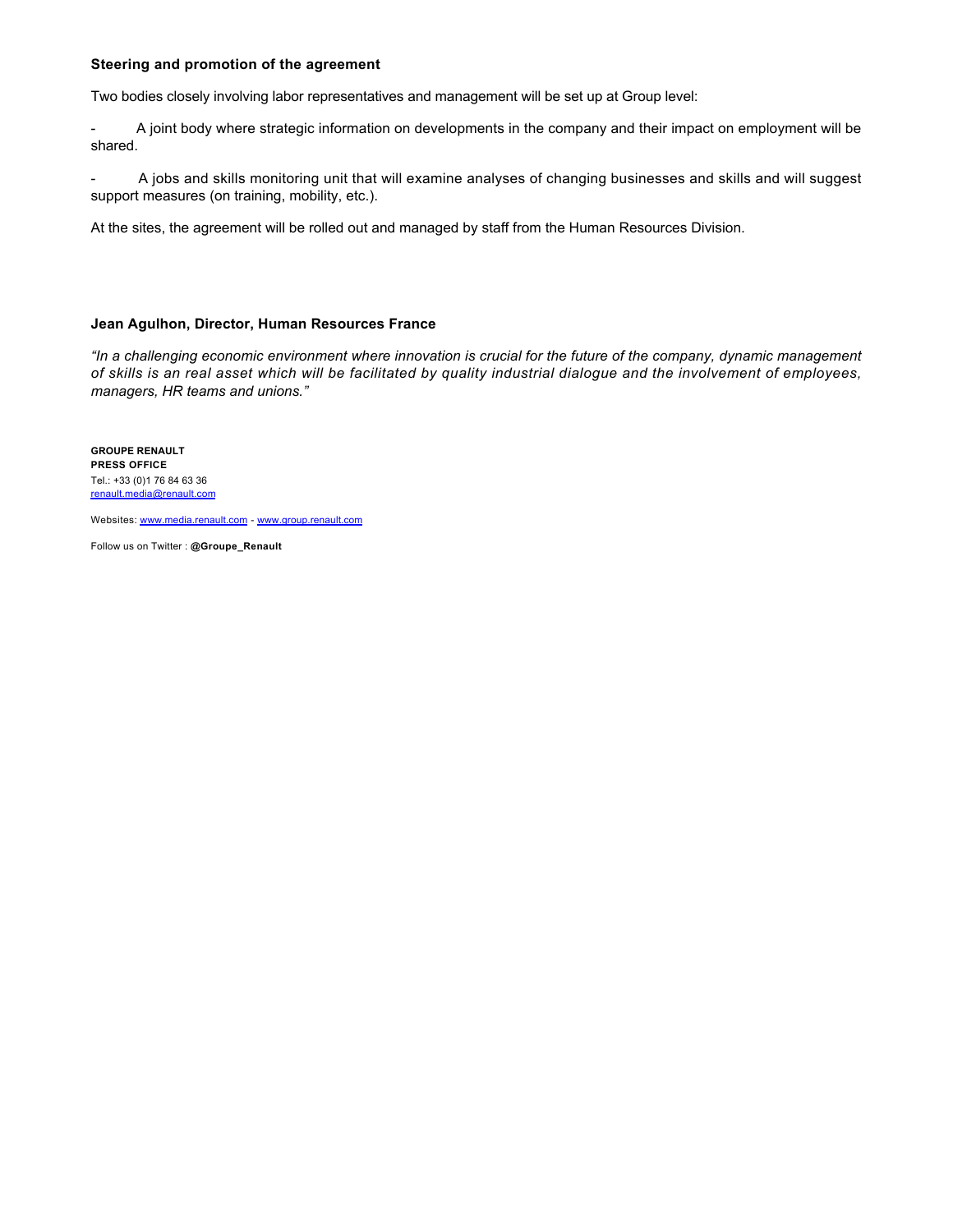**Steering and promotion of the agreement**

Two bodies closely involving labor representatives and management will be set up at Group level:

- A joint body where strategic information on developments in the company and their impact on employment will be shared.

- A jobs and skills monitoring unit that will examine analyses of changing businesses and skills and will suggest support measures (on training, mobility, etc.).

At the sites, the agreement will be rolled out and managed by staff from the Human Resources Division.

**Jean Agulhon, Director, Human Resources France**

*"In a challenging economic environment where innovation is crucial for the future of the company, dynamic management of skills is an real asset which will be facilitated by quality industrial dialogue and the involvement of employees, managers, HR teams and unions."*

**GROUPE RENAULT**
**PRESS OFFICE**
Tel.: +33 (0)1 76 84 63 36
renault.media@renault.com

Websites: www.media.renault.com - www.group.renault.com

Follow us on Twitter : **@Groupe_Renault**